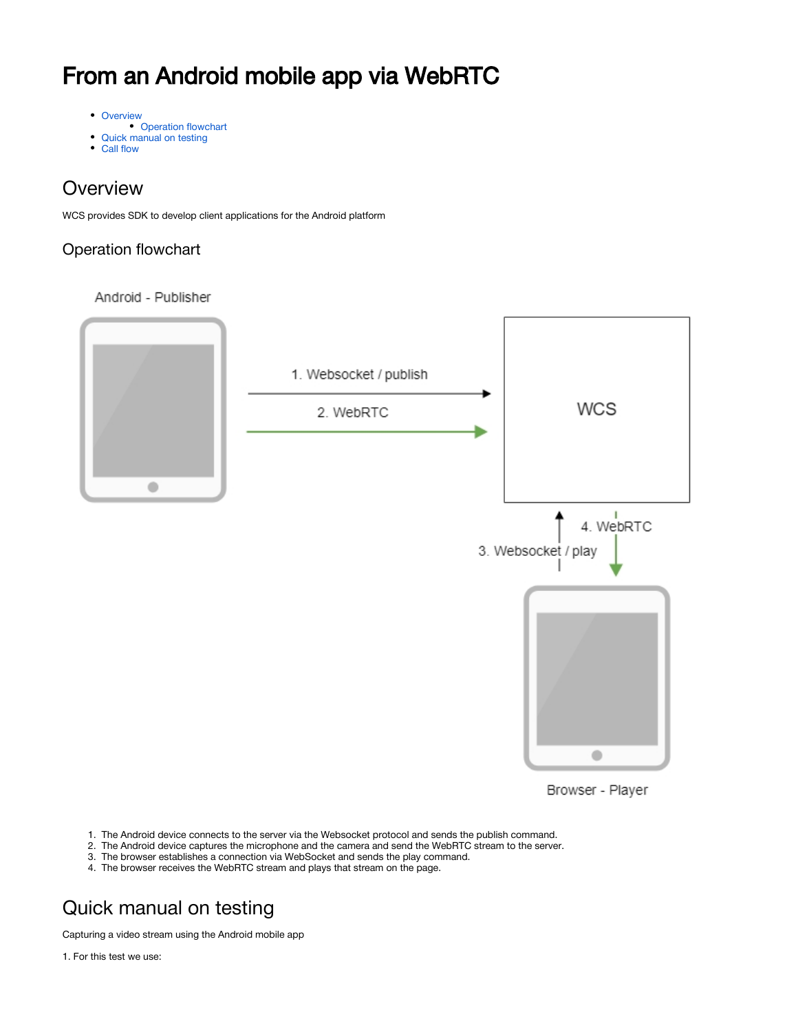# From an Android mobile app via WebRTC

- Overview
  - Operation flowchart
- Quick manual on testing
- Call flow

## Overview

WCS provides SDK to develop client applications for the Android platform

### Operation flowchart

1. The Android device connects to the server via the Websocket protocol and sends the publish command.
2. The Android device captures the microphone and the camera and send the WebRTC stream to the server.
3. The browser establishes a connection via WebSocket and sends the play command.
4. The browser receives the WebRTC stream and plays that stream on the page.

## Quick manual on testing

Capturing a video stream using the Android mobile app

1. For this test we use: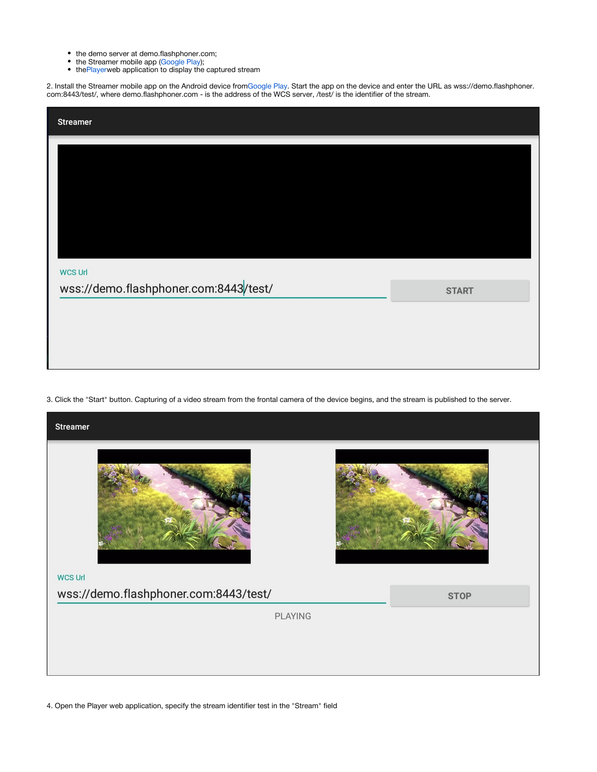- the demo server at demo.flashphoner.com;
- the Streamer mobile app (Google Play);
- the Player web application to display the captured stream

2. Install the Streamer mobile app on the Android device from Google Play. Start the app on the device and enter the URL as wss://demo.flashphoner.com:8443/test/, where demo.flashphoner.com - is the address of the WCS server, /test/ is the identifier of the stream.

3. Click the "Start" button. Capturing of a video stream from the frontal camera of the device begins, and the stream is published to the server.

4. Open the Player web application, specify the stream identifier test in the "Stream" field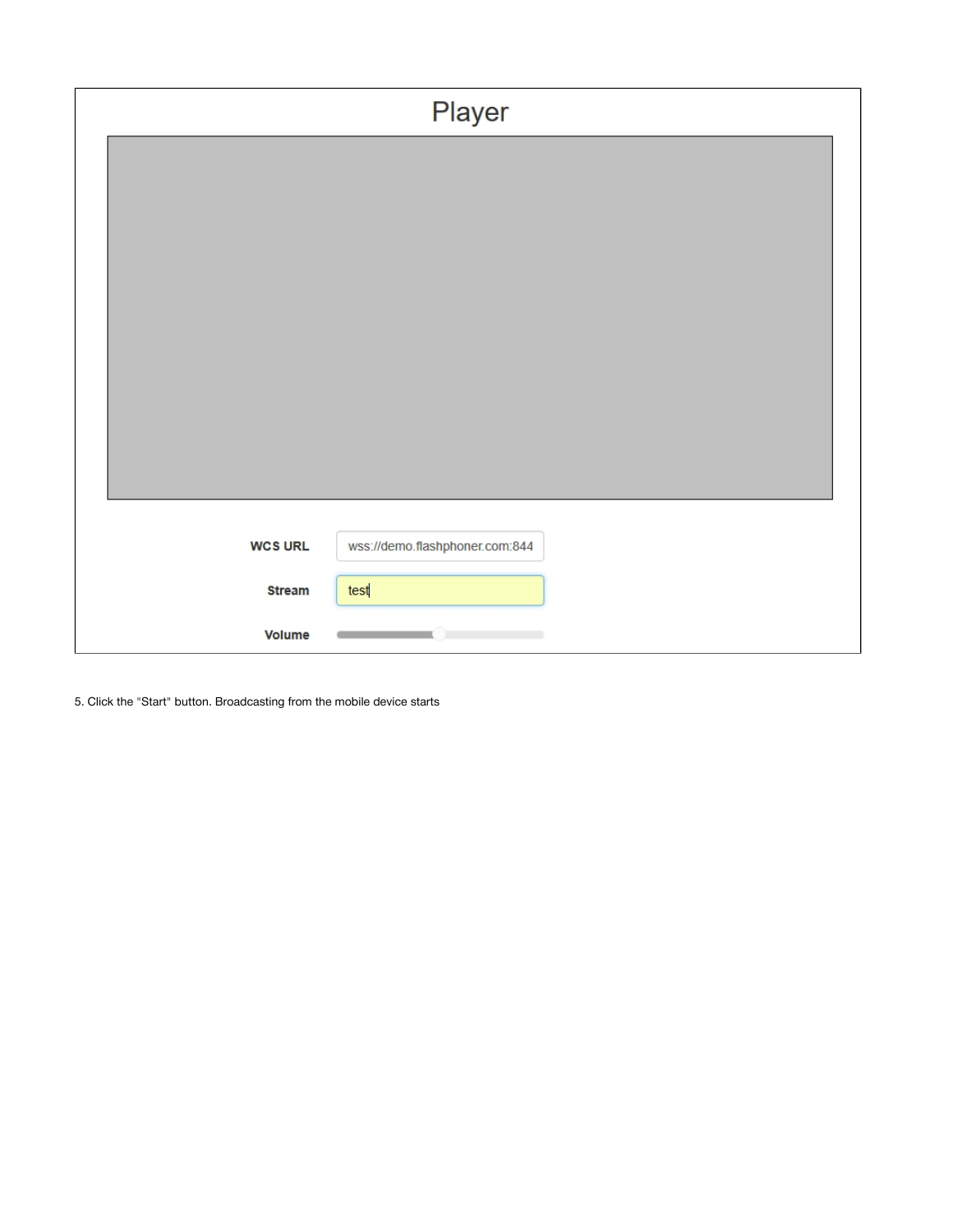5. Click the "Start" button. Broadcasting from the mobile device starts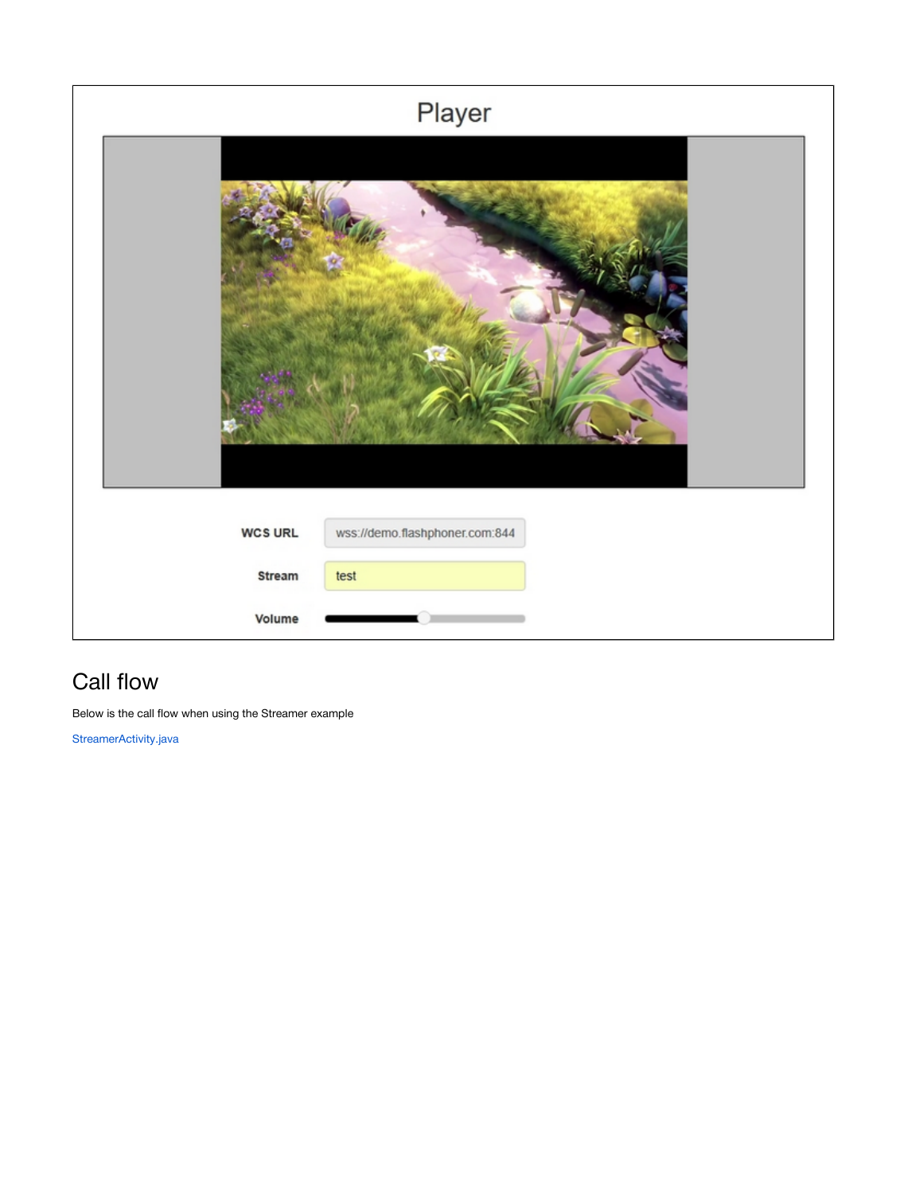## Call flow

Below is the call flow when using the Streamer example

StreamerActivity.java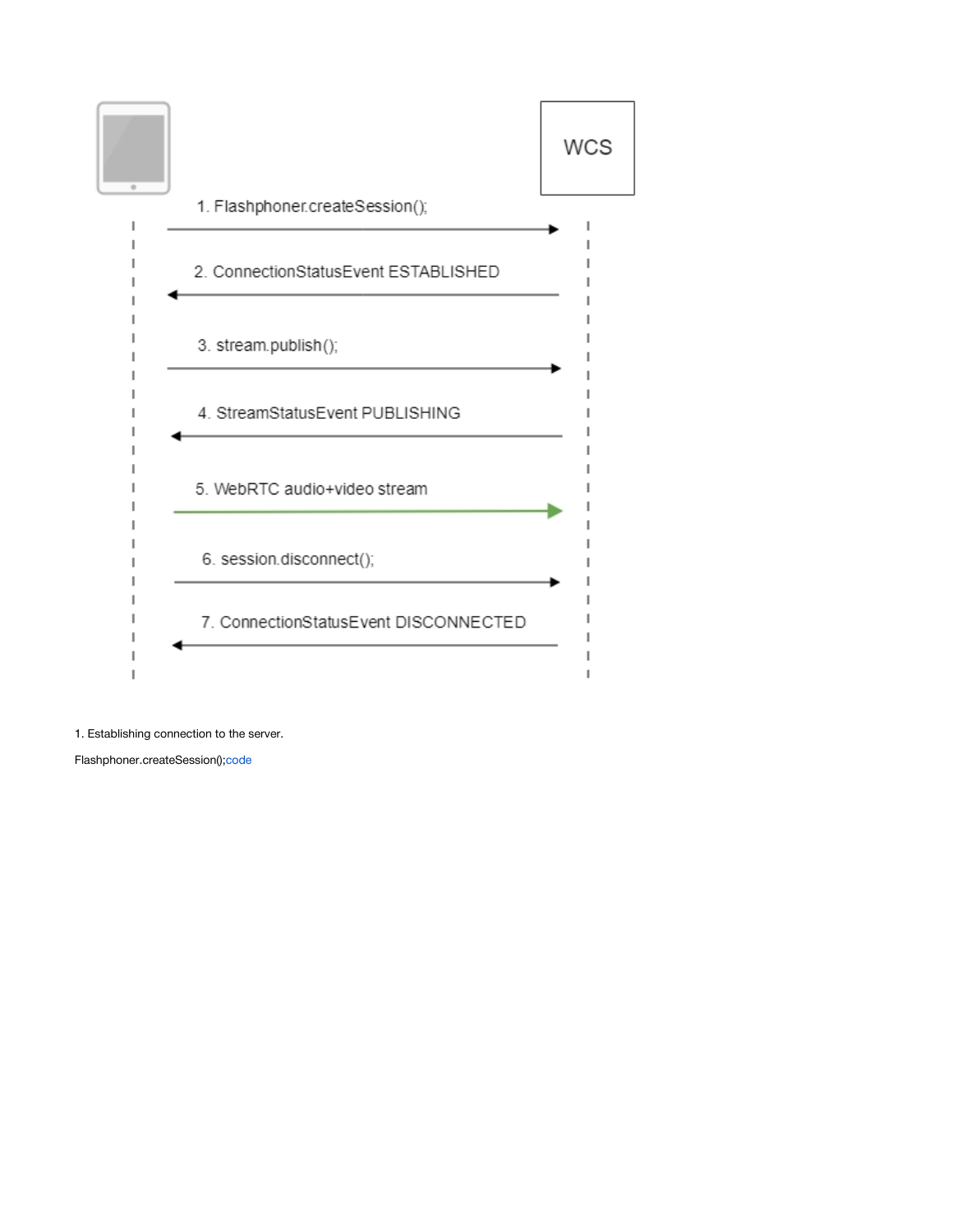WCS

1. Flashphoner.createSession();

2. ConnectionStatusEvent ESTABLISHED

3. stream.publish();

4. StreamStatusEvent PUBLISHING

5. WebRTC audio+video stream

6. session.disconnect();

7. ConnectionStatusEvent DISCONNECTED

1. Establishing connection to the server.

Flashphoner.createSession();code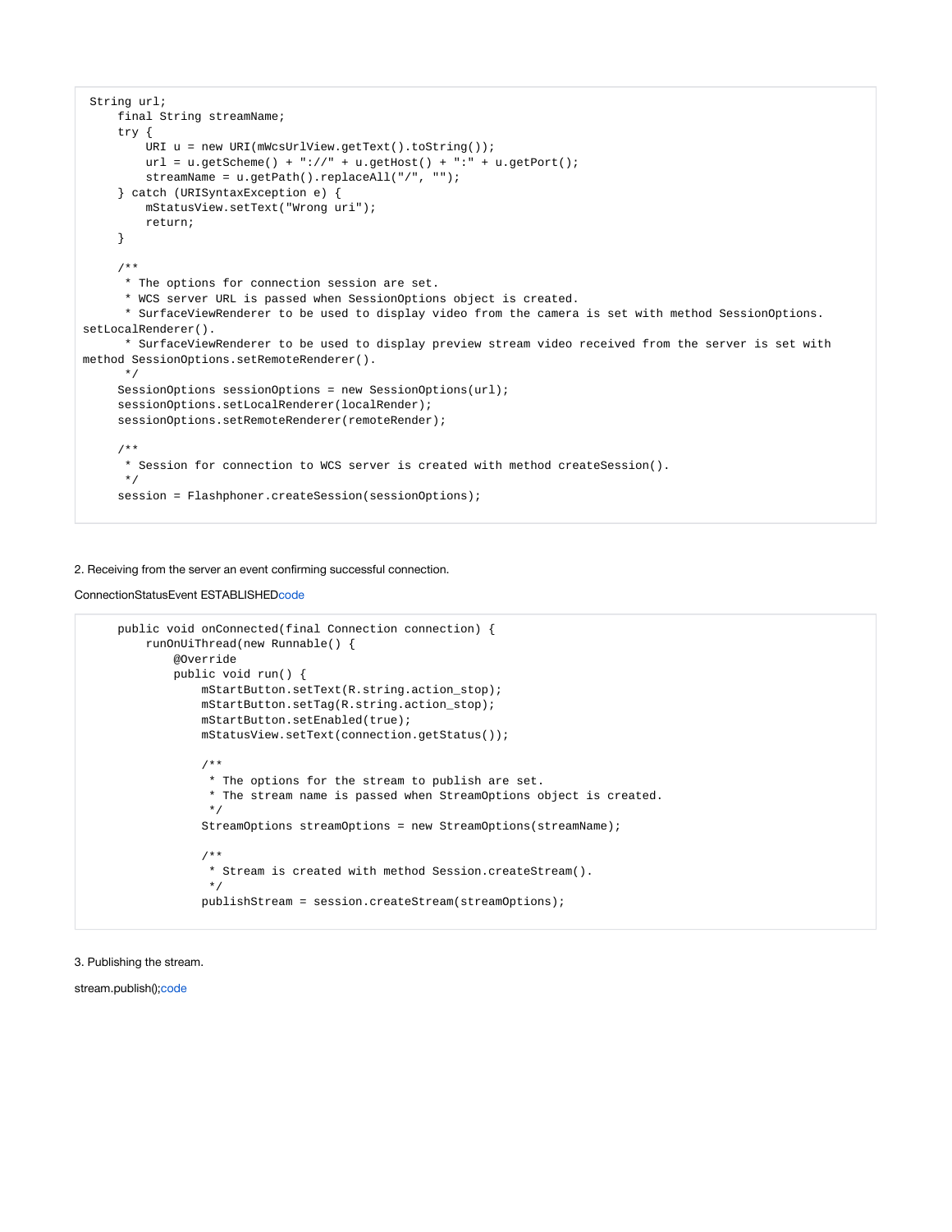```
String url;
    final String streamName;
    try {
        URI u = new URI(mWcsUrlView.getText().toString());
        url = u.getScheme() + "://" + u.getHost() + ":" + u.getPort();
        streamName = u.getPath().replaceAll("/", "");
    } catch (URISyntaxException e) {
        mStatusView.setText("Wrong uri");
        return;
    }

    /**
     * The options for connection session are set.
     * WCS server URL is passed when SessionOptions object is created.
     * SurfaceViewRenderer to be used to display video from the camera is set with method SessionOptions.
setLocalRenderer().
     * SurfaceViewRenderer to be used to display preview stream video received from the server is set with
method SessionOptions.setRemoteRenderer().
     */
    SessionOptions sessionOptions = new SessionOptions(url);
    sessionOptions.setLocalRenderer(localRender);
    sessionOptions.setRemoteRenderer(remoteRender);

    /**
     * Session for connection to WCS server is created with method createSession().
     */
    session = Flashphoner.createSession(sessionOptions);
```

2. Receiving from the server an event confirming successful connection.

ConnectionStatusEvent ESTABLISHEDcode

```
    public void onConnected(final Connection connection) {
        runOnUiThread(new Runnable() {
            @Override
            public void run() {
                mStartButton.setText(R.string.action_stop);
                mStartButton.setTag(R.string.action_stop);
                mStartButton.setEnabled(true);
                mStatusView.setText(connection.getStatus());

                /**
                 * The options for the stream to publish are set.
                 * The stream name is passed when StreamOptions object is created.
                 */
                StreamOptions streamOptions = new StreamOptions(streamName);

                /**
                 * Stream is created with method Session.createStream().
                 */
                publishStream = session.createStream(streamOptions);
```

3. Publishing the stream.

stream.publish();code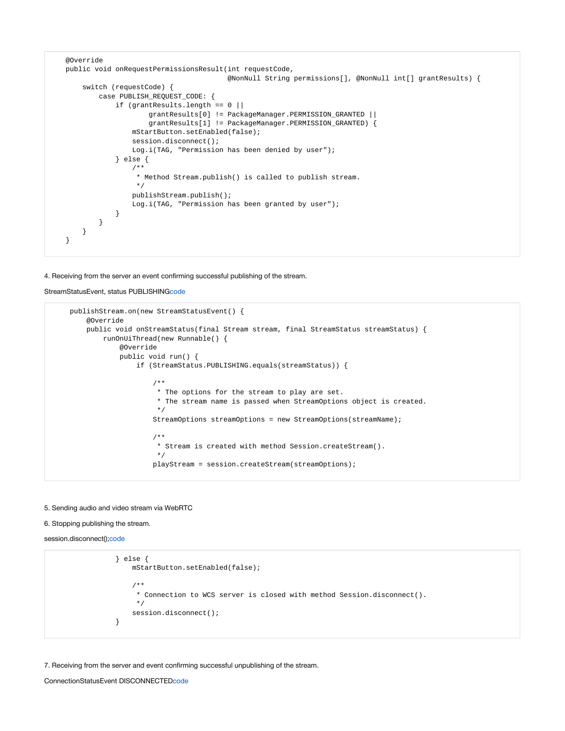```java
    @Override
    public void onRequestPermissionsResult(int requestCode,
                                           @NonNull String permissions[], @NonNull int[] grantResults) {
        switch (requestCode) {
            case PUBLISH_REQUEST_CODE: {
                if (grantResults.length == 0 ||
                        grantResults[0] != PackageManager.PERMISSION_GRANTED ||
                        grantResults[1] != PackageManager.PERMISSION_GRANTED) {
                    mStartButton.setEnabled(false);
                    session.disconnect();
                    Log.i(TAG, "Permission has been denied by user");
                } else {
                    /**
                     * Method Stream.publish() is called to publish stream.
                     */
                    publishStream.publish();
                    Log.i(TAG, "Permission has been granted by user");
                }
            }
        }
    }
```

4. Receiving from the server an event confirming successful publishing of the stream.

StreamStatusEvent, status PUBLISHINGcode

```java
     publishStream.on(new StreamStatusEvent() {
         @Override
         public void onStreamStatus(final Stream stream, final StreamStatus streamStatus) {
             runOnUiThread(new Runnable() {
                 @Override
                 public void run() {
                     if (StreamStatus.PUBLISHING.equals(streamStatus)) {

                         /**
                          * The options for the stream to play are set.
                          * The stream name is passed when StreamOptions object is created.
                          */
                         StreamOptions streamOptions = new StreamOptions(streamName);

                         /**
                          * Stream is created with method Session.createStream().
                          */
                         playStream = session.createStream(streamOptions);
```

5. Sending audio and video stream via WebRTC

6. Stopping publishing the stream.

session.disconnect();code

```java
                } else {
                    mStartButton.setEnabled(false);

                    /**
                     * Connection to WCS server is closed with method Session.disconnect().
                     */
                    session.disconnect();
                }
```

7. Receiving from the server and event confirming successful unpublishing of the stream.

ConnectionStatusEvent DISCONNECTEDcode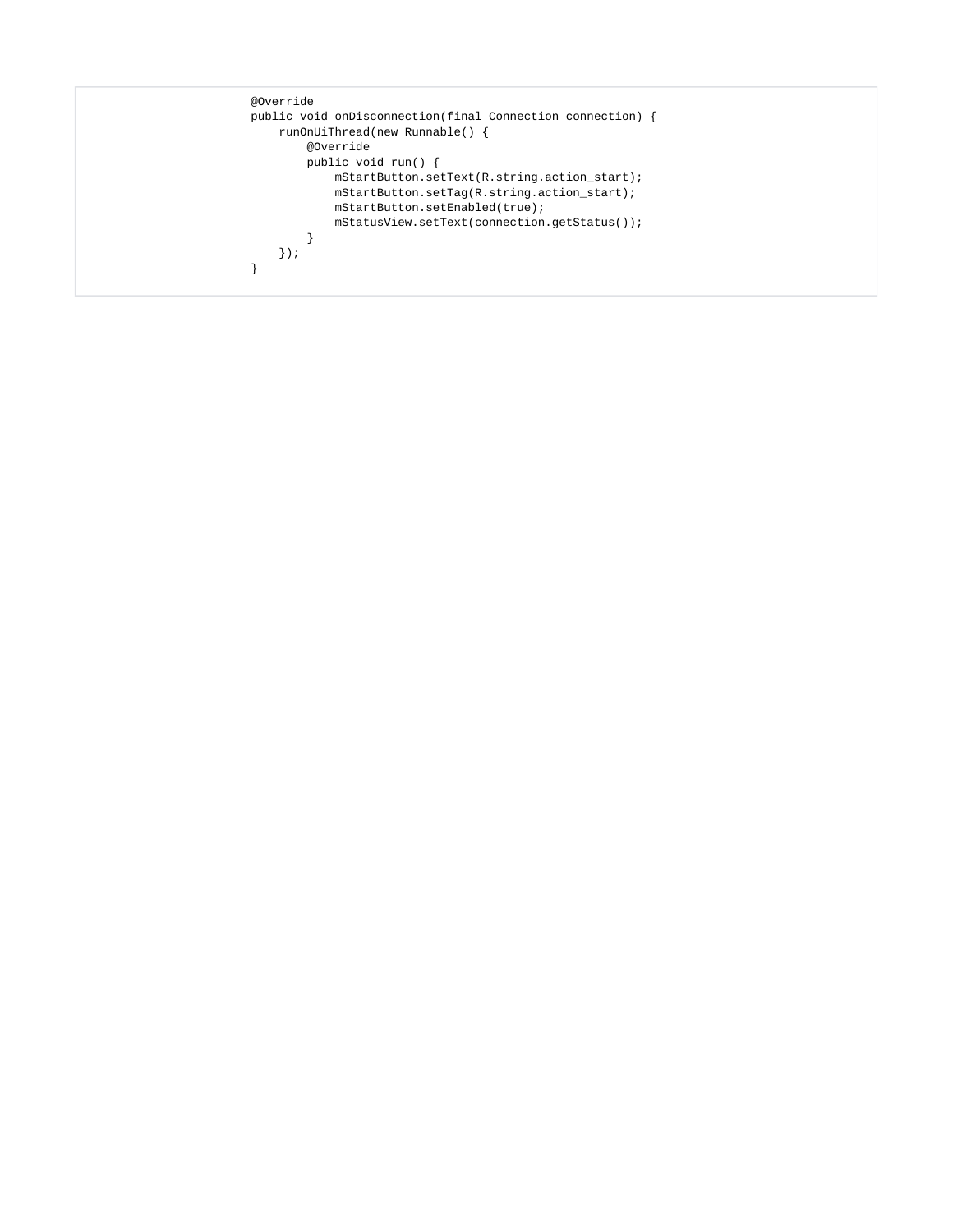```
@Override
public void onDisconnection(final Connection connection) {
    runOnUiThread(new Runnable() {
        @Override
        public void run() {
            mStartButton.setText(R.string.action_start);
            mStartButton.setTag(R.string.action_start);
            mStartButton.setEnabled(true);
            mStatusView.setText(connection.getStatus());
        }
    });
}
```